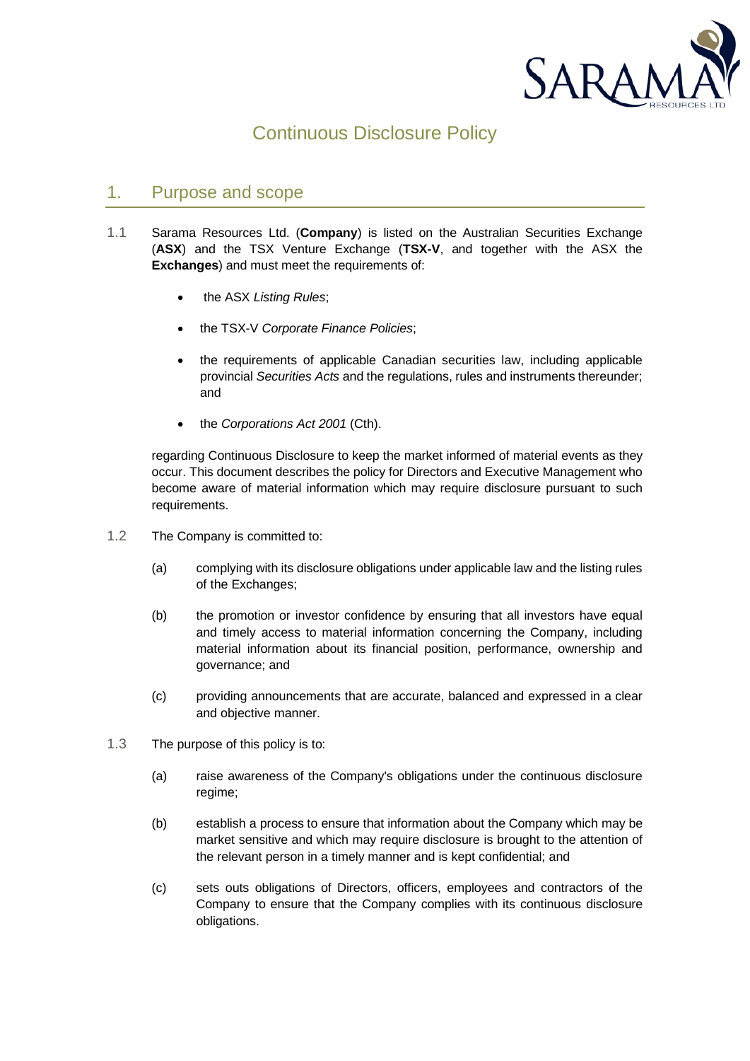# Continuous Disclosure Policy

## 1. Purpose and scope

1.1 Sarama Resources Ltd. (**Company**) is listed on the Australian Securities Exchange (**ASX**) and the TSX Venture Exchange (**TSX-V**, and together with the ASX the **Exchanges**) and must meet the requirements of:

- the ASX *Listing Rules*;
- the TSX-V *Corporate Finance Policies*;
- the requirements of applicable Canadian securities law, including applicable provincial *Securities Acts* and the regulations, rules and instruments thereunder; and
- the *Corporations Act 2001* (Cth).

regarding Continuous Disclosure to keep the market informed of material events as they occur. This document describes the policy for Directors and Executive Management who become aware of material information which may require disclosure pursuant to such requirements.

1.2 The Company is committed to:

(a) complying with its disclosure obligations under applicable law and the listing rules of the Exchanges;

(b) the promotion or investor confidence by ensuring that all investors have equal and timely access to material information concerning the Company, including material information about its financial position, performance, ownership and governance; and

(c) providing announcements that are accurate, balanced and expressed in a clear and objective manner.

1.3 The purpose of this policy is to:

(a) raise awareness of the Company's obligations under the continuous disclosure regime;

(b) establish a process to ensure that information about the Company which may be market sensitive and which may require disclosure is brought to the attention of the relevant person in a timely manner and is kept confidential; and

(c) sets outs obligations of Directors, officers, employees and contractors of the Company to ensure that the Company complies with its continuous disclosure obligations.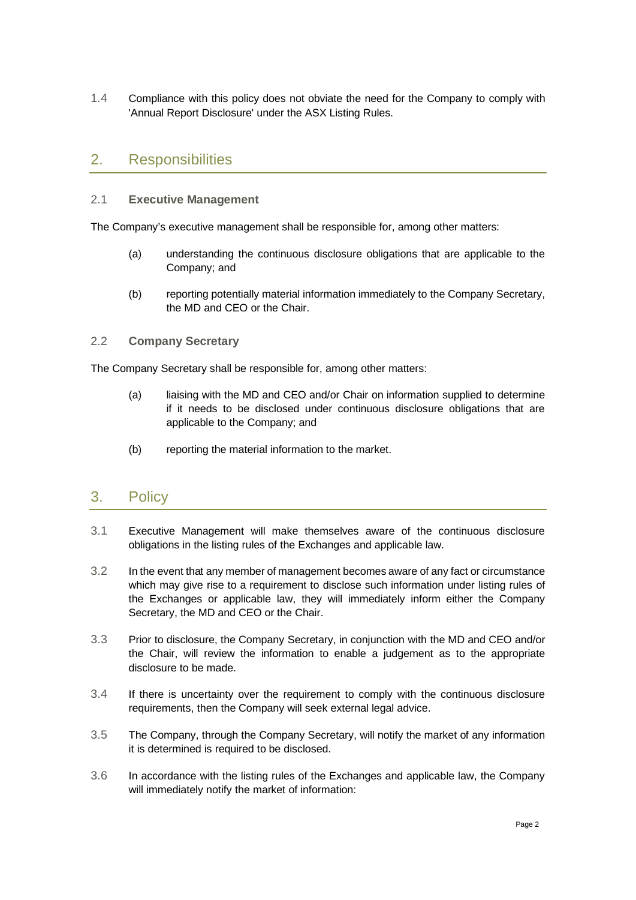1.4 Compliance with this policy does not obviate the need for the Company to comply with 'Annual Report Disclosure' under the ASX Listing Rules.

## 2. Responsibilities

### 2.1 Executive Management

The Company's executive management shall be responsible for, among other matters:

(a) understanding the continuous disclosure obligations that are applicable to the Company; and

(b) reporting potentially material information immediately to the Company Secretary, the MD and CEO or the Chair.

### 2.2 Company Secretary

The Company Secretary shall be responsible for, among other matters:

(a) liaising with the MD and CEO and/or Chair on information supplied to determine if it needs to be disclosed under continuous disclosure obligations that are applicable to the Company; and

(b) reporting the material information to the market.

## 3. Policy

3.1 Executive Management will make themselves aware of the continuous disclosure obligations in the listing rules of the Exchanges and applicable law.

3.2 In the event that any member of management becomes aware of any fact or circumstance which may give rise to a requirement to disclose such information under listing rules of the Exchanges or applicable law, they will immediately inform either the Company Secretary, the MD and CEO or the Chair.

3.3 Prior to disclosure, the Company Secretary, in conjunction with the MD and CEO and/or the Chair, will review the information to enable a judgement as to the appropriate disclosure to be made.

3.4 If there is uncertainty over the requirement to comply with the continuous disclosure requirements, then the Company will seek external legal advice.

3.5 The Company, through the Company Secretary, will notify the market of any information it is determined is required to be disclosed.

3.6 In accordance with the listing rules of the Exchanges and applicable law, the Company will immediately notify the market of information: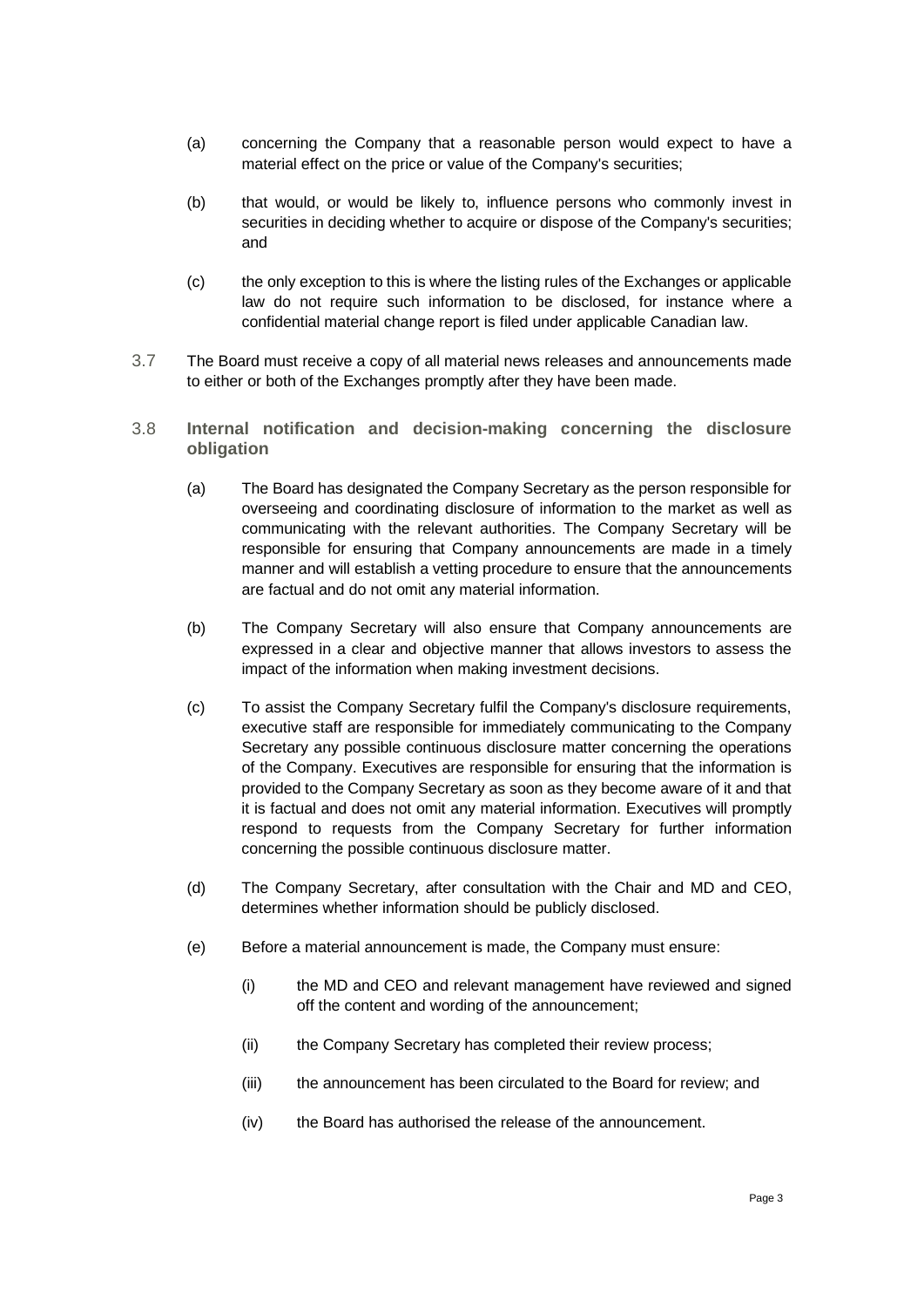(a) concerning the Company that a reasonable person would expect to have a material effect on the price or value of the Company's securities;

(b) that would, or would be likely to, influence persons who commonly invest in securities in deciding whether to acquire or dispose of the Company's securities; and

(c) the only exception to this is where the listing rules of the Exchanges or applicable law do not require such information to be disclosed, for instance where a confidential material change report is filed under applicable Canadian law.

3.7 The Board must receive a copy of all material news releases and announcements made to either or both of the Exchanges promptly after they have been made.

### 3.8 Internal notification and decision-making concerning the disclosure obligation

(a) The Board has designated the Company Secretary as the person responsible for overseeing and coordinating disclosure of information to the market as well as communicating with the relevant authorities. The Company Secretary will be responsible for ensuring that Company announcements are made in a timely manner and will establish a vetting procedure to ensure that the announcements are factual and do not omit any material information.

(b) The Company Secretary will also ensure that Company announcements are expressed in a clear and objective manner that allows investors to assess the impact of the information when making investment decisions.

(c) To assist the Company Secretary fulfil the Company's disclosure requirements, executive staff are responsible for immediately communicating to the Company Secretary any possible continuous disclosure matter concerning the operations of the Company. Executives are responsible for ensuring that the information is provided to the Company Secretary as soon as they become aware of it and that it is factual and does not omit any material information. Executives will promptly respond to requests from the Company Secretary for further information concerning the possible continuous disclosure matter.

(d) The Company Secretary, after consultation with the Chair and MD and CEO, determines whether information should be publicly disclosed.

(e) Before a material announcement is made, the Company must ensure:

(i) the MD and CEO and relevant management have reviewed and signed off the content and wording of the announcement;

(ii) the Company Secretary has completed their review process;

(iii) the announcement has been circulated to the Board for review; and

(iv) the Board has authorised the release of the announcement.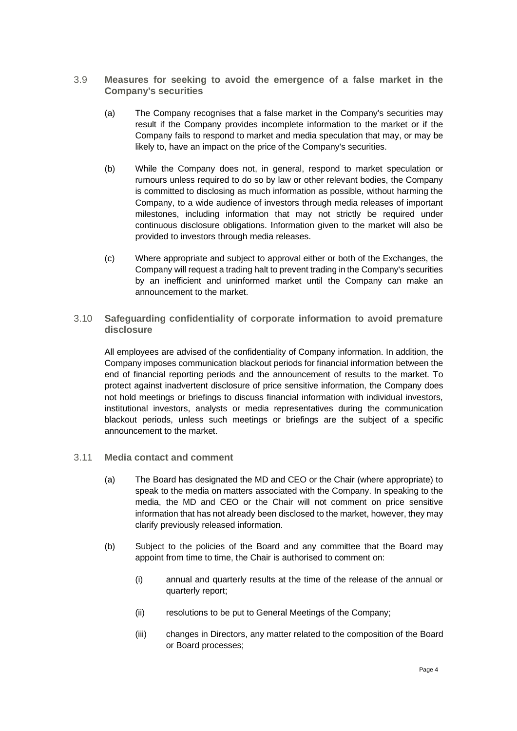### 3.9 Measures for seeking to avoid the emergence of a false market in the Company's securities

(a) The Company recognises that a false market in the Company's securities may result if the Company provides incomplete information to the market or if the Company fails to respond to market and media speculation that may, or may be likely to, have an impact on the price of the Company's securities.

(b) While the Company does not, in general, respond to market speculation or rumours unless required to do so by law or other relevant bodies, the Company is committed to disclosing as much information as possible, without harming the Company, to a wide audience of investors through media releases of important milestones, including information that may not strictly be required under continuous disclosure obligations. Information given to the market will also be provided to investors through media releases.

(c) Where appropriate and subject to approval either or both of the Exchanges, the Company will request a trading halt to prevent trading in the Company's securities by an inefficient and uninformed market until the Company can make an announcement to the market.

### 3.10 Safeguarding confidentiality of corporate information to avoid premature disclosure

All employees are advised of the confidentiality of Company information. In addition, the Company imposes communication blackout periods for financial information between the end of financial reporting periods and the announcement of results to the market. To protect against inadvertent disclosure of price sensitive information, the Company does not hold meetings or briefings to discuss financial information with individual investors, institutional investors, analysts or media representatives during the communication blackout periods, unless such meetings or briefings are the subject of a specific announcement to the market.

### 3.11 Media contact and comment

(a) The Board has designated the MD and CEO or the Chair (where appropriate) to speak to the media on matters associated with the Company. In speaking to the media, the MD and CEO or the Chair will not comment on price sensitive information that has not already been disclosed to the market, however, they may clarify previously released information.

(b) Subject to the policies of the Board and any committee that the Board may appoint from time to time, the Chair is authorised to comment on:

(i) annual and quarterly results at the time of the release of the annual or quarterly report;

(ii) resolutions to be put to General Meetings of the Company;

(iii) changes in Directors, any matter related to the composition of the Board or Board processes;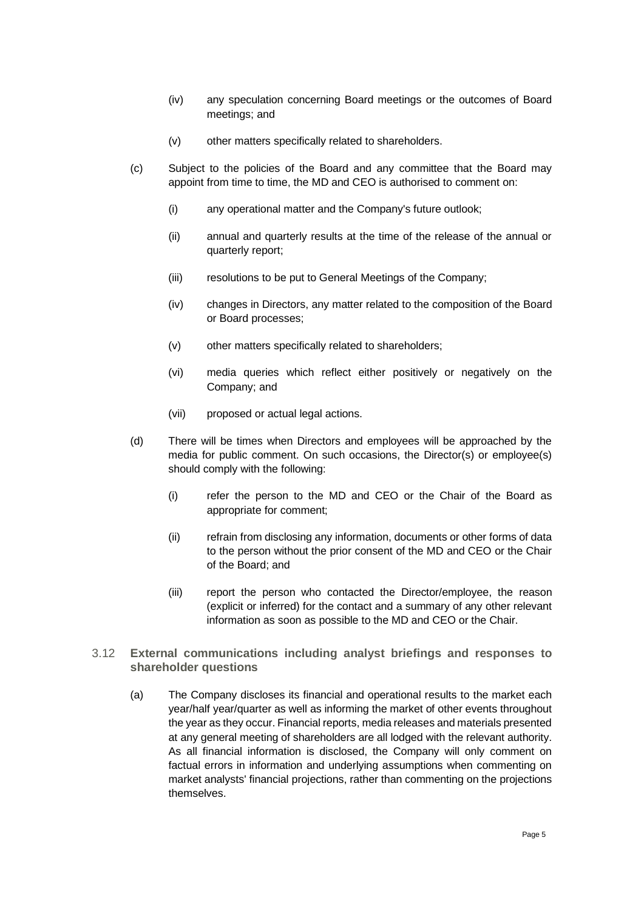(iv) any speculation concerning Board meetings or the outcomes of Board meetings; and

(v) other matters specifically related to shareholders.

(c) Subject to the policies of the Board and any committee that the Board may appoint from time to time, the MD and CEO is authorised to comment on:

(i) any operational matter and the Company's future outlook;

(ii) annual and quarterly results at the time of the release of the annual or quarterly report;

(iii) resolutions to be put to General Meetings of the Company;

(iv) changes in Directors, any matter related to the composition of the Board or Board processes;

(v) other matters specifically related to shareholders;

(vi) media queries which reflect either positively or negatively on the Company; and

(vii) proposed or actual legal actions.

(d) There will be times when Directors and employees will be approached by the media for public comment. On such occasions, the Director(s) or employee(s) should comply with the following:

(i) refer the person to the MD and CEO or the Chair of the Board as appropriate for comment;

(ii) refrain from disclosing any information, documents or other forms of data to the person without the prior consent of the MD and CEO or the Chair of the Board; and

(iii) report the person who contacted the Director/employee, the reason (explicit or inferred) for the contact and a summary of any other relevant information as soon as possible to the MD and CEO or the Chair.

### 3.12 External communications including analyst briefings and responses to shareholder questions

(a) The Company discloses its financial and operational results to the market each year/half year/quarter as well as informing the market of other events throughout the year as they occur. Financial reports, media releases and materials presented at any general meeting of shareholders are all lodged with the relevant authority. As all financial information is disclosed, the Company will only comment on factual errors in information and underlying assumptions when commenting on market analysts' financial projections, rather than commenting on the projections themselves.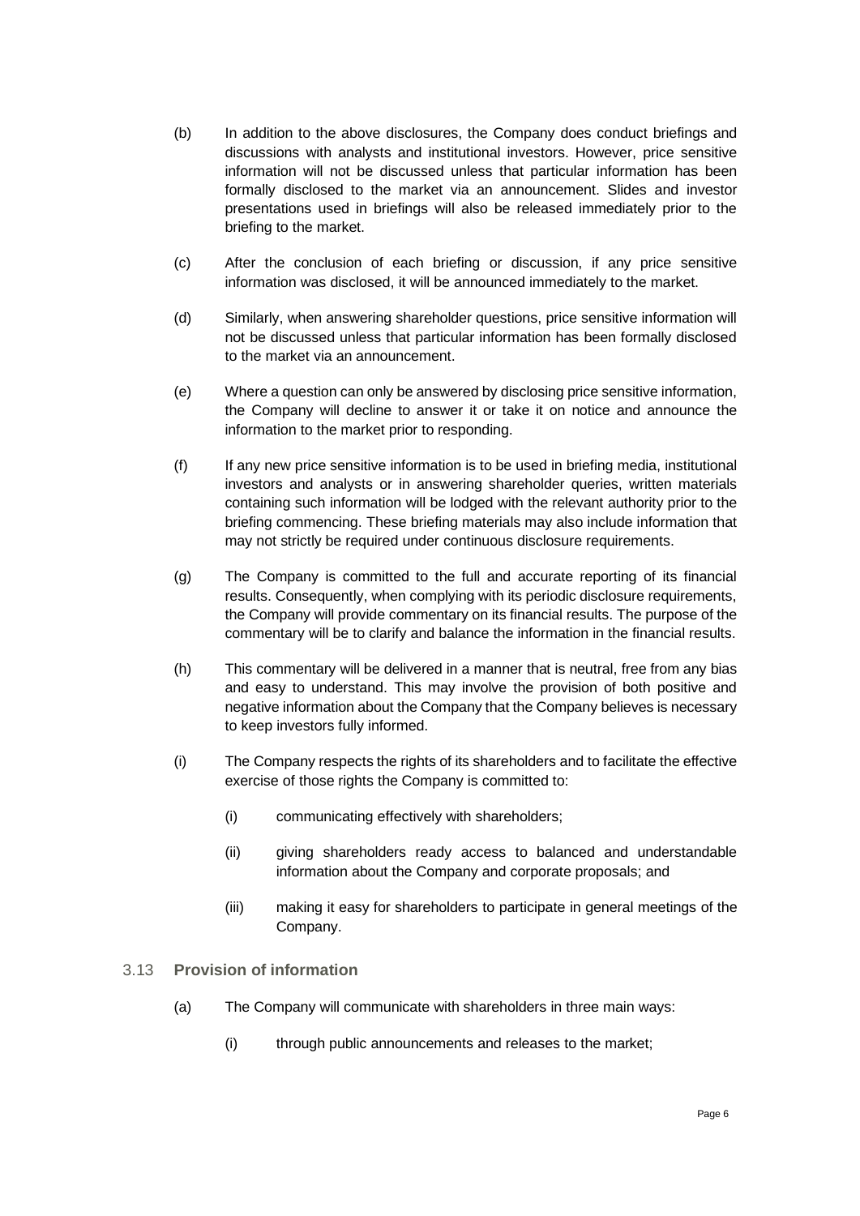(b) In addition to the above disclosures, the Company does conduct briefings and discussions with analysts and institutional investors. However, price sensitive information will not be discussed unless that particular information has been formally disclosed to the market via an announcement. Slides and investor presentations used in briefings will also be released immediately prior to the briefing to the market.

(c) After the conclusion of each briefing or discussion, if any price sensitive information was disclosed, it will be announced immediately to the market.

(d) Similarly, when answering shareholder questions, price sensitive information will not be discussed unless that particular information has been formally disclosed to the market via an announcement.

(e) Where a question can only be answered by disclosing price sensitive information, the Company will decline to answer it or take it on notice and announce the information to the market prior to responding.

(f) If any new price sensitive information is to be used in briefing media, institutional investors and analysts or in answering shareholder queries, written materials containing such information will be lodged with the relevant authority prior to the briefing commencing. These briefing materials may also include information that may not strictly be required under continuous disclosure requirements.

(g) The Company is committed to the full and accurate reporting of its financial results. Consequently, when complying with its periodic disclosure requirements, the Company will provide commentary on its financial results. The purpose of the commentary will be to clarify and balance the information in the financial results.

(h) This commentary will be delivered in a manner that is neutral, free from any bias and easy to understand. This may involve the provision of both positive and negative information about the Company that the Company believes is necessary to keep investors fully informed.

(i) The Company respects the rights of its shareholders and to facilitate the effective exercise of those rights the Company is committed to:

   (i) communicating effectively with shareholders;

   (ii) giving shareholders ready access to balanced and understandable information about the Company and corporate proposals; and

   (iii) making it easy for shareholders to participate in general meetings of the Company.

### 3.13 **Provision of information**

(a) The Company will communicate with shareholders in three main ways:

   (i) through public announcements and releases to the market;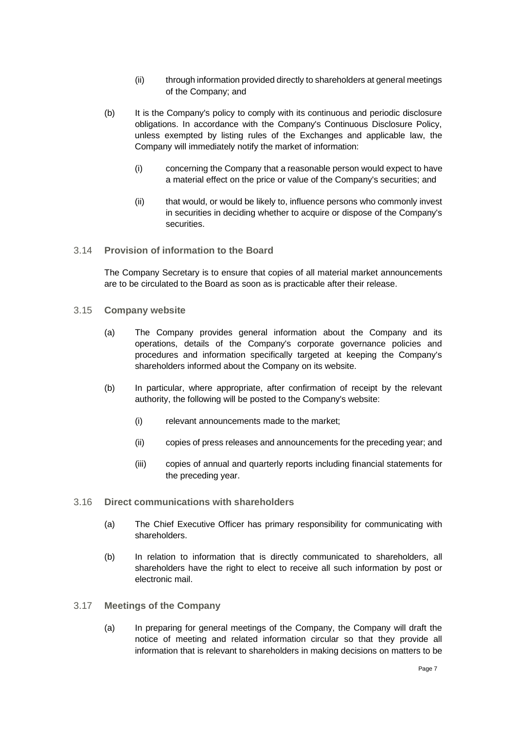(ii) through information provided directly to shareholders at general meetings of the Company; and

(b) It is the Company's policy to comply with its continuous and periodic disclosure obligations. In accordance with the Company's Continuous Disclosure Policy, unless exempted by listing rules of the Exchanges and applicable law, the Company will immediately notify the market of information:

(i) concerning the Company that a reasonable person would expect to have a material effect on the price or value of the Company's securities; and

(ii) that would, or would be likely to, influence persons who commonly invest in securities in deciding whether to acquire or dispose of the Company's securities.

### 3.14 Provision of information to the Board

The Company Secretary is to ensure that copies of all material market announcements are to be circulated to the Board as soon as is practicable after their release.

### 3.15 Company website

(a) The Company provides general information about the Company and its operations, details of the Company's corporate governance policies and procedures and information specifically targeted at keeping the Company's shareholders informed about the Company on its website.

(b) In particular, where appropriate, after confirmation of receipt by the relevant authority, the following will be posted to the Company's website:

(i) relevant announcements made to the market;

(ii) copies of press releases and announcements for the preceding year; and

(iii) copies of annual and quarterly reports including financial statements for the preceding year.

### 3.16 Direct communications with shareholders

(a) The Chief Executive Officer has primary responsibility for communicating with shareholders.

(b) In relation to information that is directly communicated to shareholders, all shareholders have the right to elect to receive all such information by post or electronic mail.

### 3.17 Meetings of the Company

(a) In preparing for general meetings of the Company, the Company will draft the notice of meeting and related information circular so that they provide all information that is relevant to shareholders in making decisions on matters to be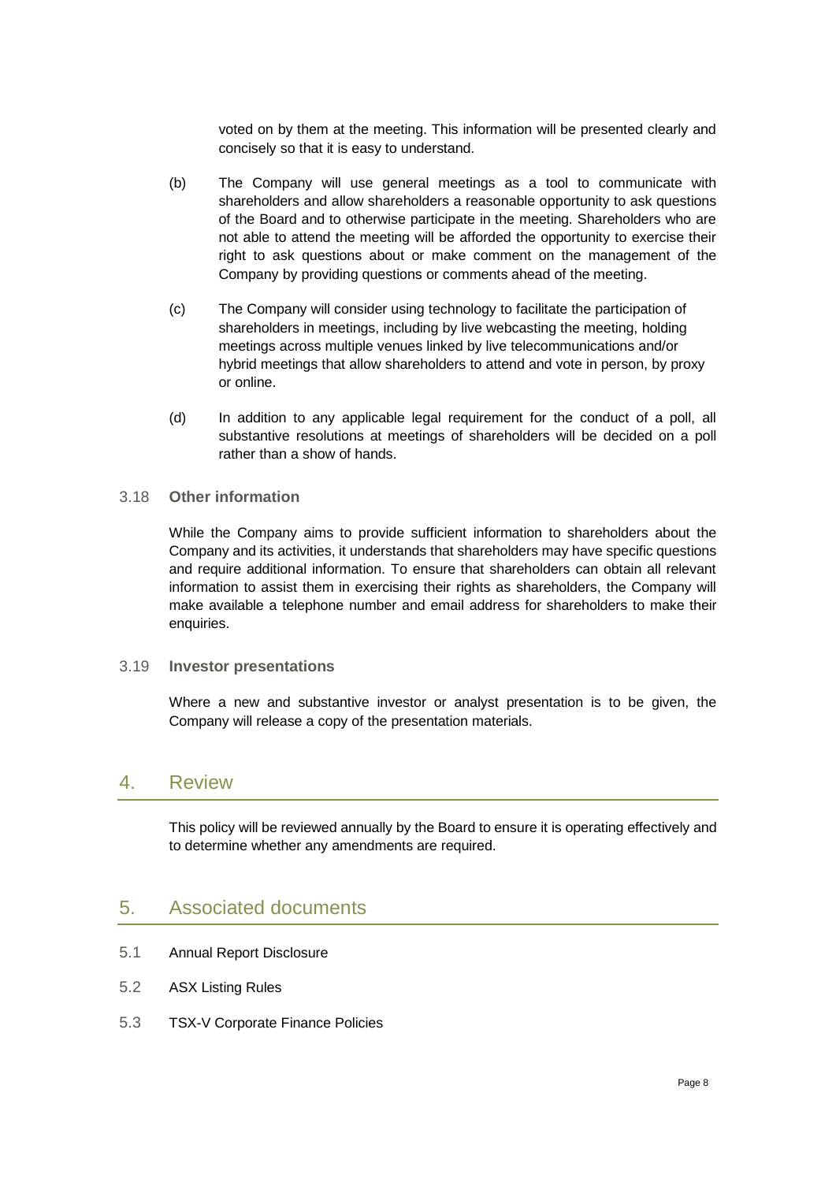voted on by them at the meeting. This information will be presented clearly and concisely so that it is easy to understand.

(b) The Company will use general meetings as a tool to communicate with shareholders and allow shareholders a reasonable opportunity to ask questions of the Board and to otherwise participate in the meeting. Shareholders who are not able to attend the meeting will be afforded the opportunity to exercise their right to ask questions about or make comment on the management of the Company by providing questions or comments ahead of the meeting.

(c) The Company will consider using technology to facilitate the participation of shareholders in meetings, including by live webcasting the meeting, holding meetings across multiple venues linked by live telecommunications and/or hybrid meetings that allow shareholders to attend and vote in person, by proxy or online.

(d) In addition to any applicable legal requirement for the conduct of a poll, all substantive resolutions at meetings of shareholders will be decided on a poll rather than a show of hands.

### 3.18 Other information

While the Company aims to provide sufficient information to shareholders about the Company and its activities, it understands that shareholders may have specific questions and require additional information. To ensure that shareholders can obtain all relevant information to assist them in exercising their rights as shareholders, the Company will make available a telephone number and email address for shareholders to make their enquiries.

### 3.19 Investor presentations

Where a new and substantive investor or analyst presentation is to be given, the Company will release a copy of the presentation materials.

## 4. Review

This policy will be reviewed annually by the Board to ensure it is operating effectively and to determine whether any amendments are required.

## 5. Associated documents

5.1 Annual Report Disclosure

5.2 ASX Listing Rules

5.3 TSX-V Corporate Finance Policies